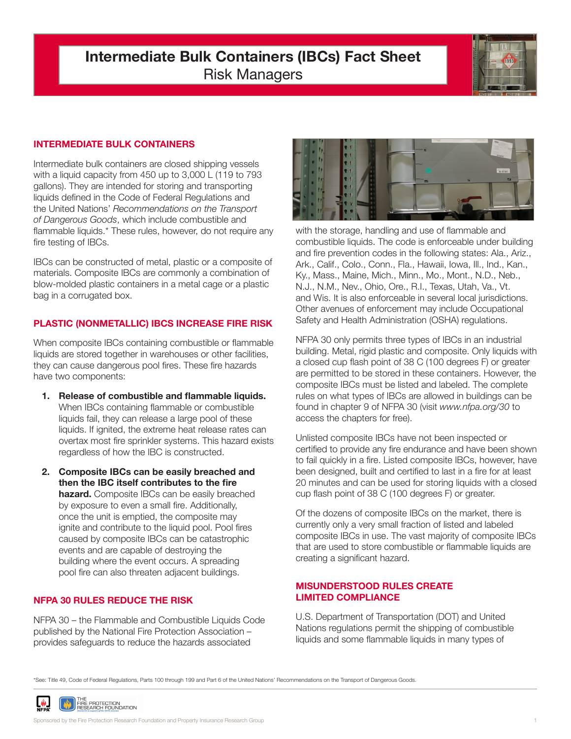# Intermediate Bulk Containers (IBCs) Fact Sheet
Risk Managers

## INTERMEDIATE BULK CONTAINERS

Intermediate bulk containers are closed shipping vessels with a liquid capacity from 450 up to 3,000 L (119 to 793 gallons). They are intended for storing and transporting liquids defined in the Code of Federal Regulations and the United Nations' *Recommendations on the Transport of Dangerous Goods*, which include combustible and flammable liquids.* These rules, however, do not require any fire testing of IBCs.

IBCs can be constructed of metal, plastic or a composite of materials. Composite IBCs are commonly a combination of blow-molded plastic containers in a metal cage or a plastic bag in a corrugated box.

## PLASTIC (NONMETALLIC) IBCS INCREASE FIRE RISK

When composite IBCs containing combustible or flammable liquids are stored together in warehouses or other facilities, they can cause dangerous pool fires. These fire hazards have two components:

1. **Release of combustible and flammable liquids.** When IBCs containing flammable or combustible liquids fail, they can release a large pool of these liquids. If ignited, the extreme heat release rates can overtax most fire sprinkler systems. This hazard exists regardless of how the IBC is constructed.

2. **Composite IBCs can be easily breached and then the IBC itself contributes to the fire hazard.** Composite IBCs can be easily breached by exposure to even a small fire. Additionally, once the unit is emptied, the composite may ignite and contribute to the liquid pool. Pool fires caused by composite IBCs can be catastrophic events and are capable of destroying the building where the event occurs. A spreading pool fire can also threaten adjacent buildings.

## NFPA 30 RULES REDUCE THE RISK

NFPA 30 – the Flammable and Combustible Liquids Code published by the National Fire Protection Association – provides safeguards to reduce the hazards associated with the storage, handling and use of flammable and combustible liquids. The code is enforceable under building and fire prevention codes in the following states: Ala., Ariz., Ark., Calif., Colo., Conn., Fla., Hawaii, Iowa, Ill., Ind., Kan., Ky., Mass., Maine, Mich., Minn., Mo., Mont., N.D., Neb., N.J., N.M., Nev., Ohio, Ore., R.I., Texas, Utah, Va., Vt. and Wis. It is also enforceable in several local jurisdictions. Other avenues of enforcement may include Occupational Safety and Health Administration (OSHA) regulations.

NFPA 30 only permits three types of IBCs in an industrial building. Metal, rigid plastic and composite. Only liquids with a closed cup flash point of 38 C (100 degrees F) or greater are permitted to be stored in these containers. However, the composite IBCs must be listed and labeled. The complete rules on what types of IBCs are allowed in buildings can be found in chapter 9 of NFPA 30 (visit *www.nfpa.org/30* to access the chapters for free).

Unlisted composite IBCs have not been inspected or certified to provide any fire endurance and have been shown to fail quickly in a fire. Listed composite IBCs, however, have been designed, built and certified to last in a fire for at least 20 minutes and can be used for storing liquids with a closed cup flash point of 38 C (100 degrees F) or greater.

Of the dozens of composite IBCs on the market, there is currently only a very small fraction of listed and labeled composite IBCs in use. The vast majority of composite IBCs that are used to store combustible or flammable liquids are creating a significant hazard.

## MISUNDERSTOOD RULES CREATE LIMITED COMPLIANCE

U.S. Department of Transportation (DOT) and United Nations regulations permit the shipping of combustible liquids and some flammable liquids in many types of

*See: Title 49, Code of Federal Regulations, Parts 100 through 199 and Part 6 of the United Nations' Recommendations on the Transport of Dangerous Goods.

Sponsored by the Fire Protection Research Foundation and Property Insurance Research Group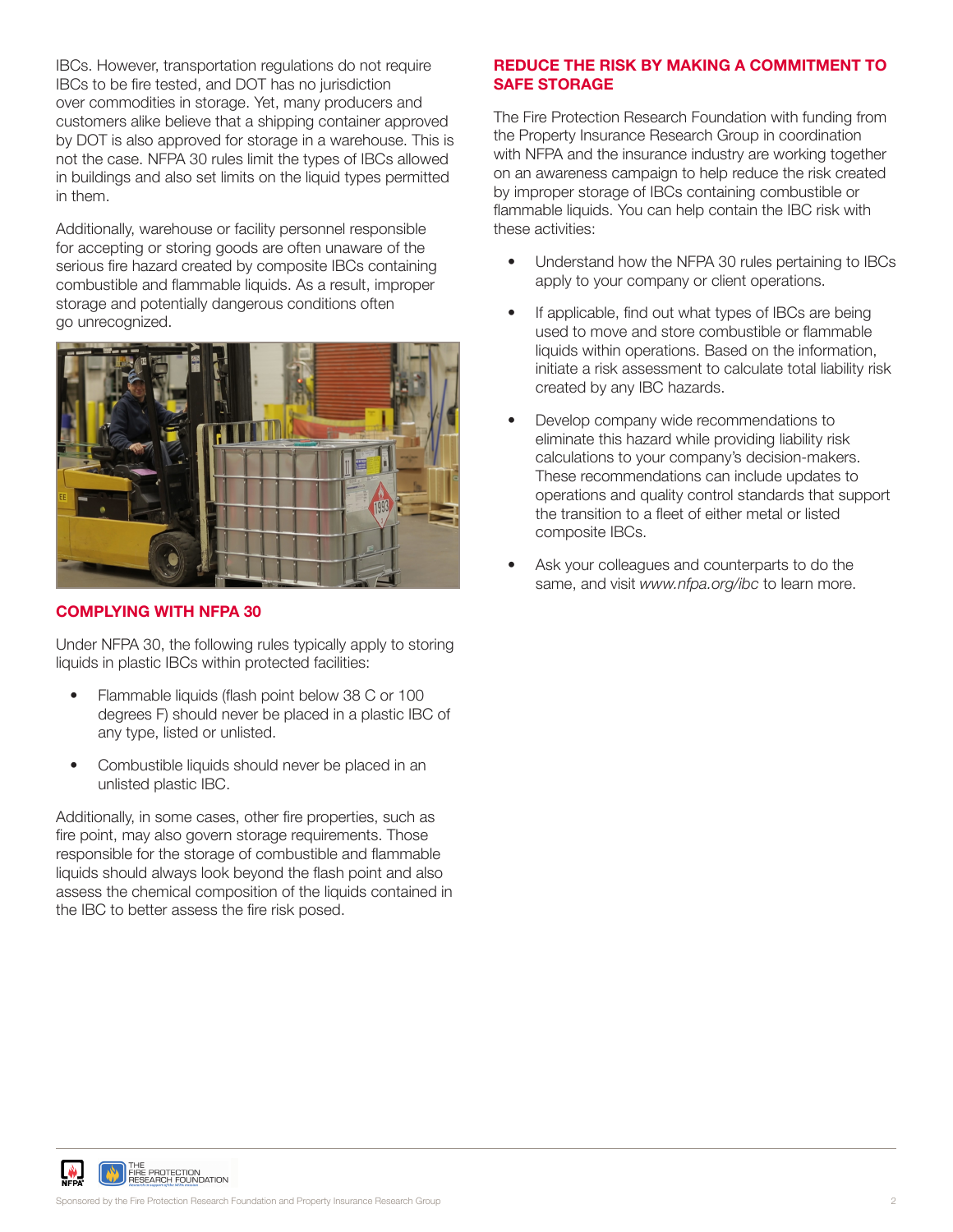IBCs. However, transportation regulations do not require IBCs to be fire tested, and DOT has no jurisdiction over commodities in storage. Yet, many producers and customers alike believe that a shipping container approved by DOT is also approved for storage in a warehouse. This is not the case. NFPA 30 rules limit the types of IBCs allowed in buildings and also set limits on the liquid types permitted in them.

Additionally, warehouse or facility personnel responsible for accepting or storing goods are often unaware of the serious fire hazard created by composite IBCs containing combustible and flammable liquids. As a result, improper storage and potentially dangerous conditions often go unrecognized.

## COMPLYING WITH NFPA 30

Under NFPA 30, the following rules typically apply to storing liquids in plastic IBCs within protected facilities:

- Flammable liquids (flash point below 38 C or 100 degrees F) should never be placed in a plastic IBC of any type, listed or unlisted.
- Combustible liquids should never be placed in an unlisted plastic IBC.

Additionally, in some cases, other fire properties, such as fire point, may also govern storage requirements. Those responsible for the storage of combustible and flammable liquids should always look beyond the flash point and also assess the chemical composition of the liquids contained in the IBC to better assess the fire risk posed.

## REDUCE THE RISK BY MAKING A COMMITMENT TO SAFE STORAGE

The Fire Protection Research Foundation with funding from the Property Insurance Research Group in coordination with NFPA and the insurance industry are working together on an awareness campaign to help reduce the risk created by improper storage of IBCs containing combustible or flammable liquids. You can help contain the IBC risk with these activities:

- Understand how the NFPA 30 rules pertaining to IBCs apply to your company or client operations.
- If applicable, find out what types of IBCs are being used to move and store combustible or flammable liquids within operations. Based on the information, initiate a risk assessment to calculate total liability risk created by any IBC hazards.
- Develop company wide recommendations to eliminate this hazard while providing liability risk calculations to your company's decision-makers. These recommendations can include updates to operations and quality control standards that support the transition to a fleet of either metal or listed composite IBCs.
- Ask your colleagues and counterparts to do the same, and visit *www.nfpa.org/ibc* to learn more.

Sponsored by the Fire Protection Research Foundation and Property Insurance Research Group